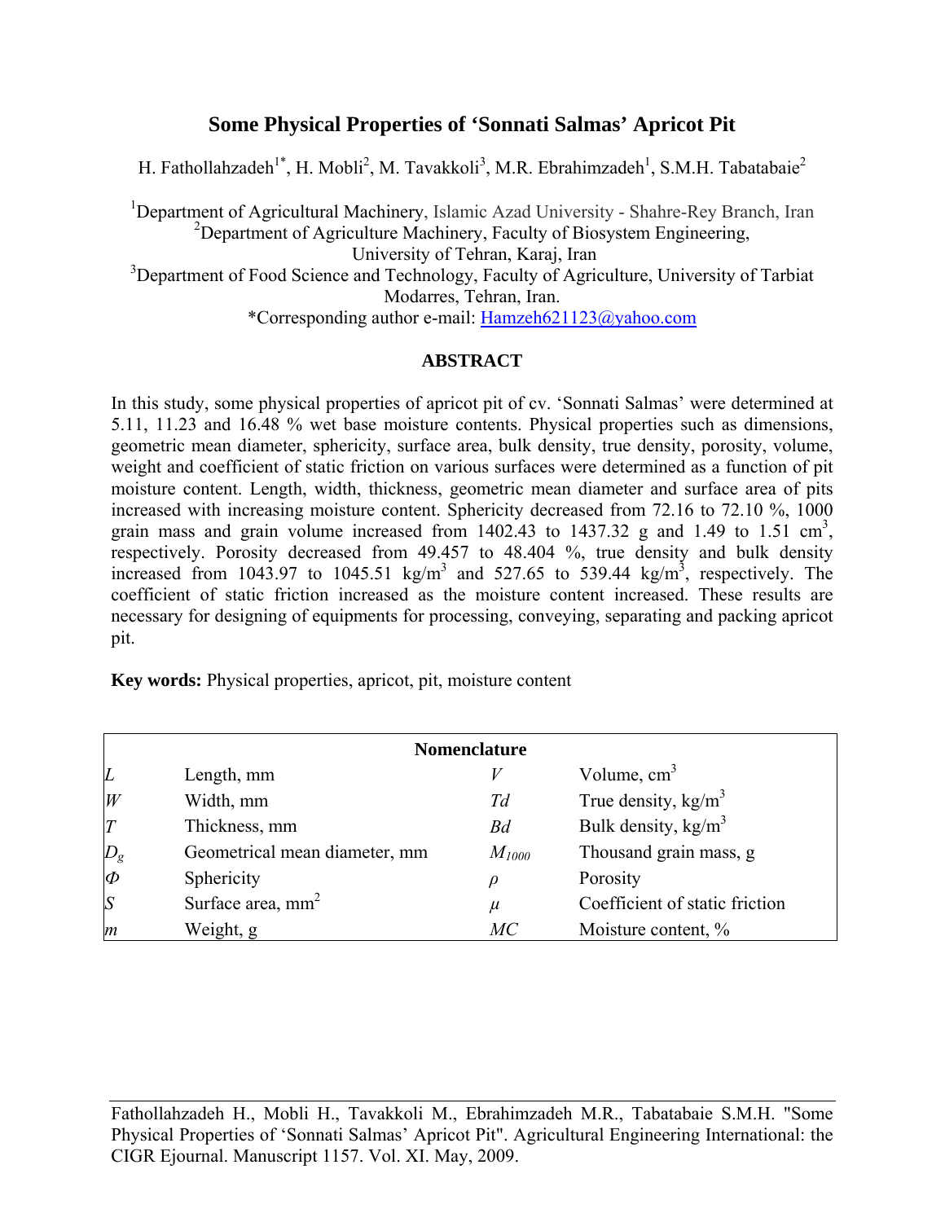# Some Physical Properties of 'Sonnati Salmas' Apricot Pit

H. Fathollahzadeh[1*], H. Mobli[2], M. Tavakkoli[3], M.R. Ebrahimzadeh[1], S.M.H. Tabatabaie[2]

[1]Department of Agricultural Machinery, Islamic Azad University - Shahre-Rey Branch, Iran
[2]Department of Agriculture Machinery, Faculty of Biosystem Engineering, University of Tehran, Karaj, Iran
[3]Department of Food Science and Technology, Faculty of Agriculture, University of Tarbiat Modarres, Tehran, Iran.
*Corresponding author e-mail: Hamzeh621123@yahoo.com

## ABSTRACT

In this study, some physical properties of apricot pit of cv. 'Sonnati Salmas' were determined at 5.11, 11.23 and 16.48 % wet base moisture contents. Physical properties such as dimensions, geometric mean diameter, sphericity, surface area, bulk density, true density, porosity, volume, weight and coefficient of static friction on various surfaces were determined as a function of pit moisture content. Length, width, thickness, geometric mean diameter and surface area of pits increased with increasing moisture content. Sphericity decreased from 72.16 to 72.10 %, 1000 grain mass and grain volume increased from 1402.43 to 1437.32 g and 1.49 to 1.51 $cm^3$, respectively. Porosity decreased from 49.457 to 48.404 %, true density and bulk density increased from 1043.97 to 1045.51 $kg/m^3$ and 527.65 to 539.44 $kg/m^3$, respectively. The coefficient of static friction increased as the moisture content increased. These results are necessary for designing of equipments for processing, conveying, separating and packing apricot pit.

**Key words:** Physical properties, apricot, pit, moisture content

| Nomenclature | | | |
|---|---|---|---|
| $L$ | Length, mm | $V$ | Volume, $cm^3$ |
| $W$ | Width, mm | $Td$ | True density, $kg/m^3$ |
| $T$ | Thickness, mm | $Bd$ | Bulk density, $kg/m^3$ |
| $D_g$ | Geometrical mean diameter, mm | $M_{1000}$ | Thousand grain mass, g |
| $\Phi$ | Sphericity | $\rho$ | Porosity |
| $S$ | Surface area, $mm^2$ | $\mu$ | Coefficient of static friction |
| $m$ | Weight, g | $MC$ | Moisture content, % |

Fathollahzadeh H., Mobli H., Tavakkoli M., Ebrahimzadeh M.R., Tabatabaie S.M.H. "Some Physical Properties of 'Sonnati Salmas' Apricot Pit". Agricultural Engineering International: the CIGR Ejournal. Manuscript 1157. Vol. XI. May, 2009.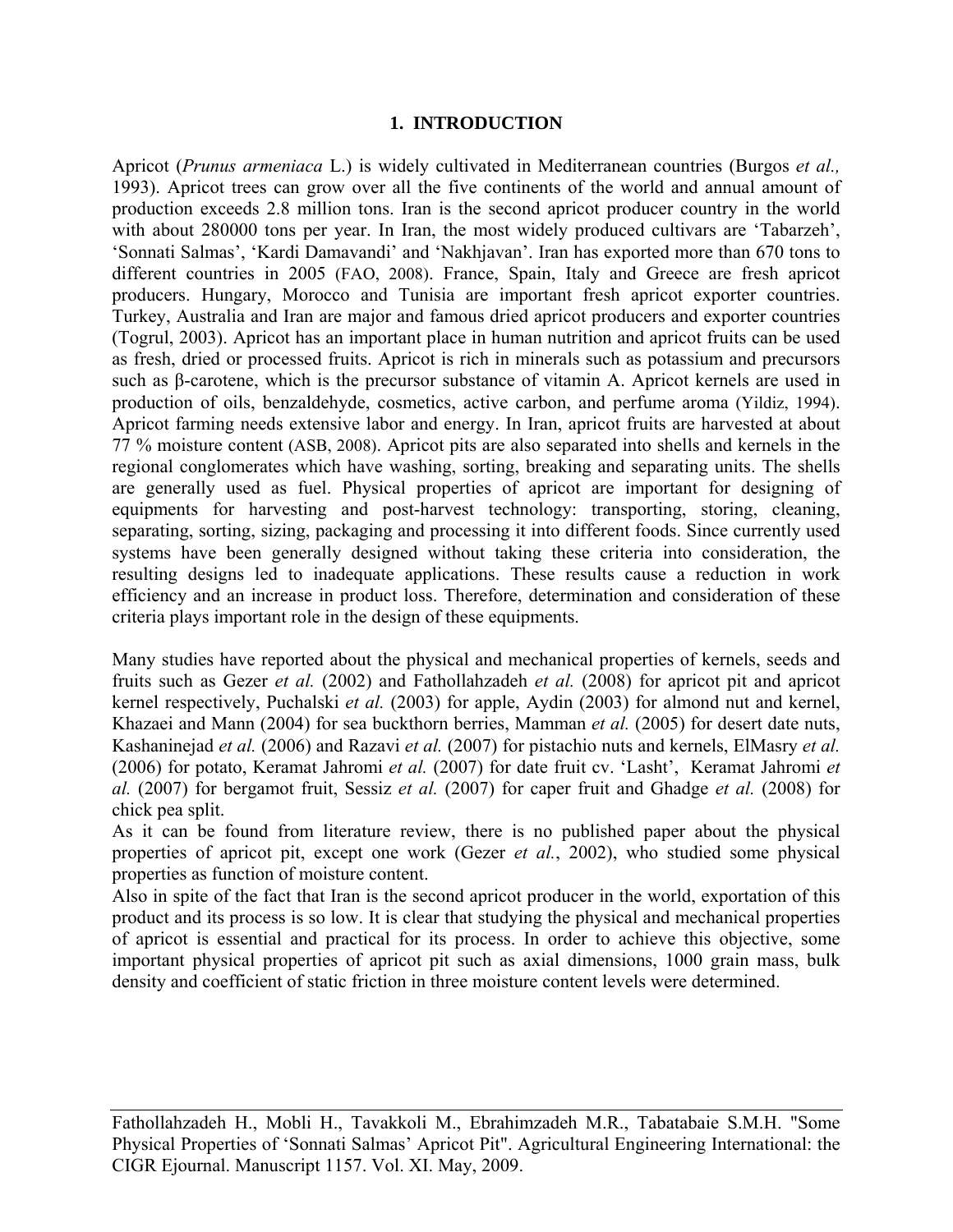## 1. INTRODUCTION

Apricot (*Prunus armeniaca* L.) is widely cultivated in Mediterranean countries (Burgos *et al.,* 1993). Apricot trees can grow over all the five continents of the world and annual amount of production exceeds 2.8 million tons. Iran is the second apricot producer country in the world with about 280000 tons per year. In Iran, the most widely produced cultivars are 'Tabarzeh', 'Sonnati Salmas', 'Kardi Damavandi' and 'Nakhjavan'. Iran has exported more than 670 tons to different countries in 2005 (FAO, 2008). France, Spain, Italy and Greece are fresh apricot producers. Hungary, Morocco and Tunisia are important fresh apricot exporter countries. Turkey, Australia and Iran are major and famous dried apricot producers and exporter countries (Togrul, 2003). Apricot has an important place in human nutrition and apricot fruits can be used as fresh, dried or processed fruits. Apricot is rich in minerals such as potassium and precursors such as β-carotene, which is the precursor substance of vitamin A. Apricot kernels are used in production of oils, benzaldehyde, cosmetics, active carbon, and perfume aroma (Yildiz, 1994). Apricot farming needs extensive labor and energy. In Iran, apricot fruits are harvested at about 77 % moisture content (ASB, 2008). Apricot pits are also separated into shells and kernels in the regional conglomerates which have washing, sorting, breaking and separating units. The shells are generally used as fuel. Physical properties of apricot are important for designing of equipments for harvesting and post-harvest technology: transporting, storing, cleaning, separating, sorting, sizing, packaging and processing it into different foods. Since currently used systems have been generally designed without taking these criteria into consideration, the resulting designs led to inadequate applications. These results cause a reduction in work efficiency and an increase in product loss. Therefore, determination and consideration of these criteria plays important role in the design of these equipments.

Many studies have reported about the physical and mechanical properties of kernels, seeds and fruits such as Gezer *et al.* (2002) and Fathollahzadeh *et al.* (2008) for apricot pit and apricot kernel respectively, Puchalski *et al.* (2003) for apple, Aydin (2003) for almond nut and kernel, Khazaei and Mann (2004) for sea buckthorn berries, Mamman *et al.* (2005) for desert date nuts, Kashaninejad *et al.* (2006) and Razavi *et al.* (2007) for pistachio nuts and kernels, ElMasry *et al.* (2006) for potato, Keramat Jahromi *et al.* (2007) for date fruit cv. 'Lasht', Keramat Jahromi *et al.* (2007) for bergamot fruit, Sessiz *et al.* (2007) for caper fruit and Ghadge *et al.* (2008) for chick pea split.

As it can be found from literature review, there is no published paper about the physical properties of apricot pit, except one work (Gezer *et al.*, 2002), who studied some physical properties as function of moisture content.

Also in spite of the fact that Iran is the second apricot producer in the world, exportation of this product and its process is so low. It is clear that studying the physical and mechanical properties of apricot is essential and practical for its process. In order to achieve this objective, some important physical properties of apricot pit such as axial dimensions, 1000 grain mass, bulk density and coefficient of static friction in three moisture content levels were determined.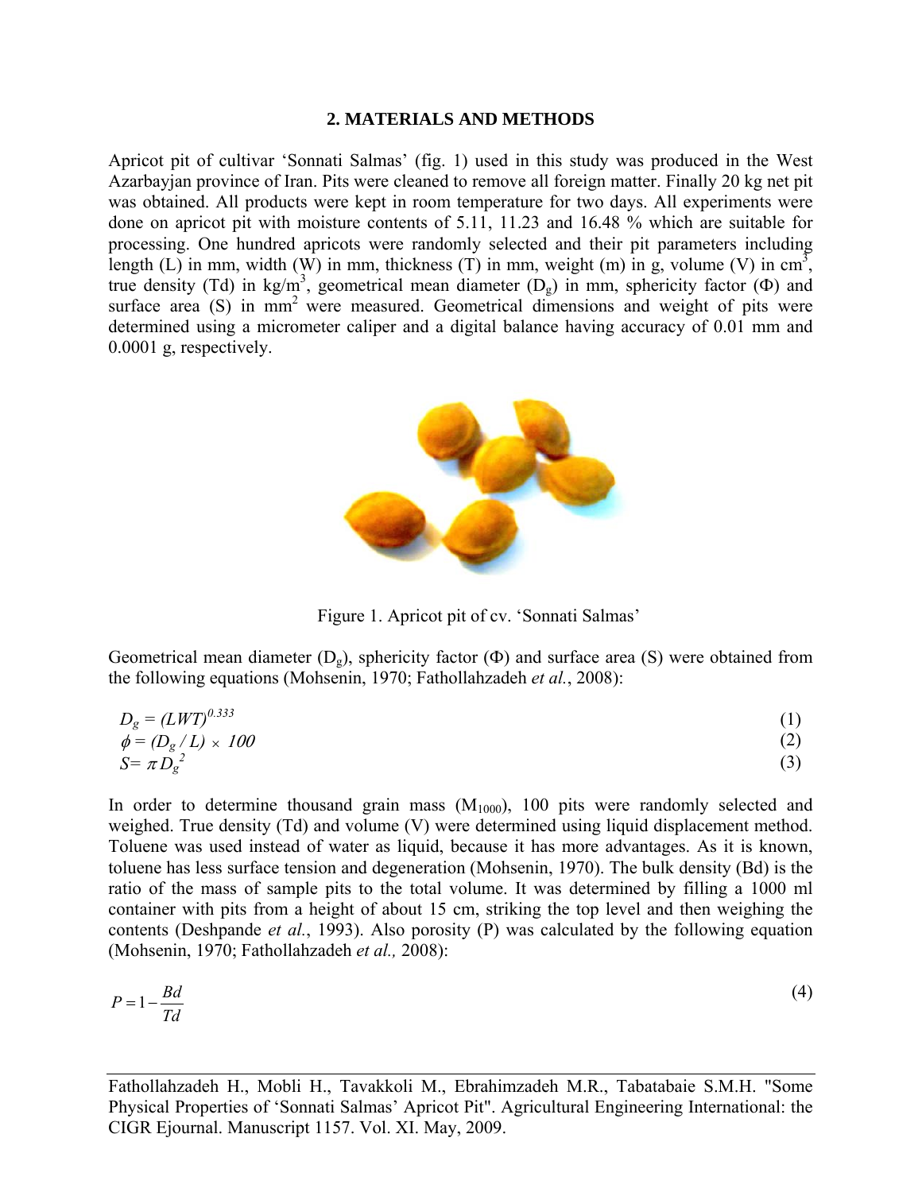## 2. MATERIALS AND METHODS

Apricot pit of cultivar 'Sonnati Salmas' (fig. 1) used in this study was produced in the West Azarbayjan province of Iran. Pits were cleaned to remove all foreign matter. Finally 20 kg net pit was obtained. All products were kept in room temperature for two days. All experiments were done on apricot pit with moisture contents of 5.11, 11.23 and 16.48 % which are suitable for processing. One hundred apricots were randomly selected and their pit parameters including length (L) in mm, width (W) in mm, thickness (T) in mm, weight (m) in g, volume (V) in $cm^3$, true density (Td) in $kg/m^3$, geometrical mean diameter ($D_g$) in mm, sphericity factor ($\Phi$) and surface area (S) in $mm^2$ were measured. Geometrical dimensions and weight of pits were determined using a micrometer caliper and a digital balance having accuracy of 0.01 mm and 0.0001 g, respectively.

Figure 1. Apricot pit of cv. 'Sonnati Salmas'

Geometrical mean diameter ($D_g$), sphericity factor ($\Phi$) and surface area (S) were obtained from the following equations (Mohsenin, 1970; Fathollahzadeh *et al.*, 2008):

$$D_g = (LWT)^{0.333} \tag{1}$$

$$\phi = (D_g / L) \times 100 \tag{2}$$

$$S = \pi D_g^2 \tag{3}$$

In order to determine thousand grain mass ($M_{1000}$), 100 pits were randomly selected and weighed. True density (Td) and volume (V) were determined using liquid displacement method. Toluene was used instead of water as liquid, because it has more advantages. As it is known, toluene has less surface tension and degeneration (Mohsenin, 1970). The bulk density (Bd) is the ratio of the mass of sample pits to the total volume. It was determined by filling a 1000 ml container with pits from a height of about 15 cm, striking the top level and then weighing the contents (Deshpande *et al.*, 1993). Also porosity (P) was calculated by the following equation (Mohsenin, 1970; Fathollahzadeh *et al.,* 2008):

$$P = 1 - \frac{Bd}{Td} \tag{4}$$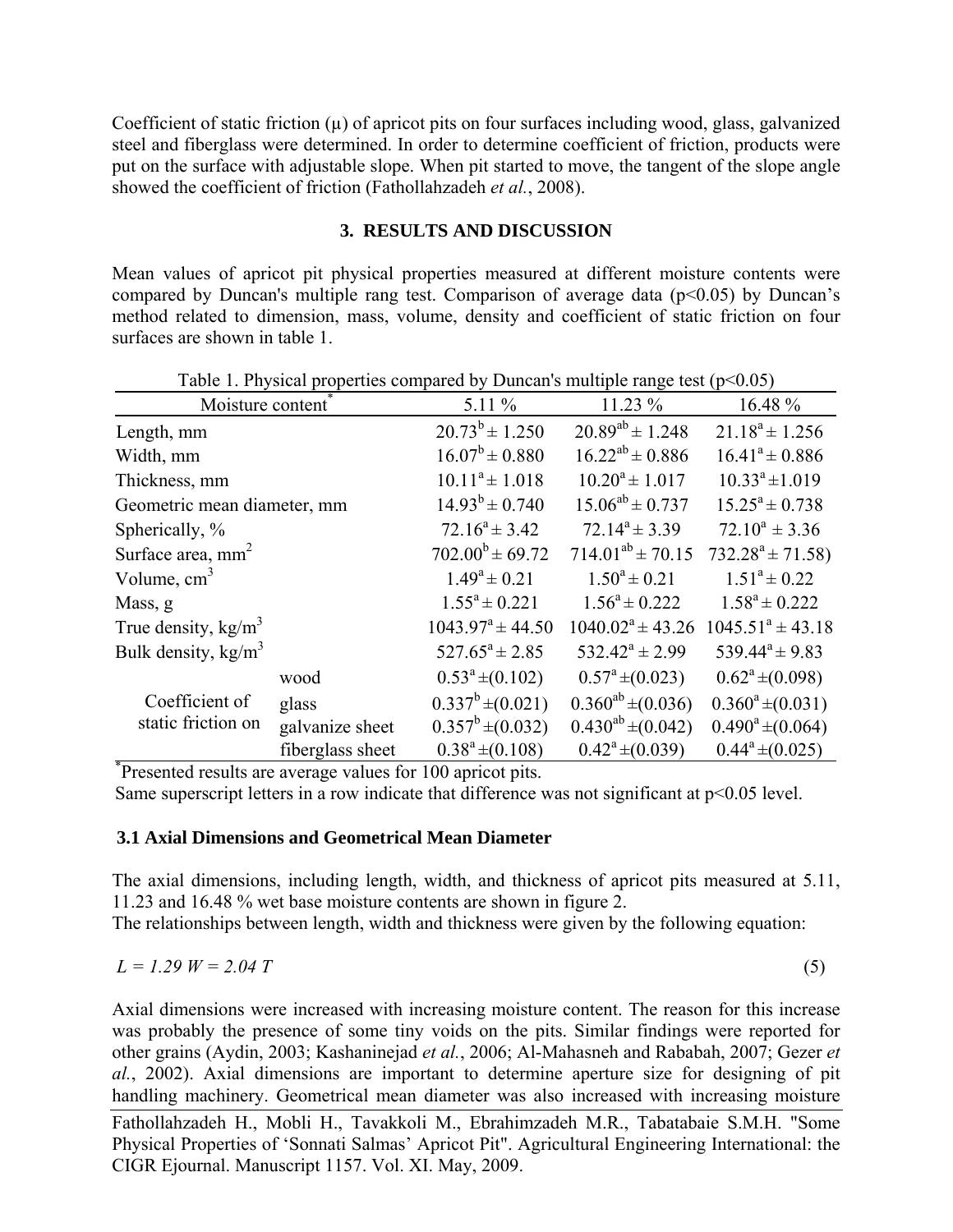Coefficient of static friction (μ) of apricot pits on four surfaces including wood, glass, galvanized steel and fiberglass were determined. In order to determine coefficient of friction, products were put on the surface with adjustable slope. When pit started to move, the tangent of the slope angle showed the coefficient of friction (Fathollahzadeh *et al.*, 2008).

## 3. RESULTS AND DISCUSSION

Mean values of apricot pit physical properties measured at different moisture contents were compared by Duncan's multiple rang test. Comparison of average data ($p<0.05$) by Duncan's method related to dimension, mass, volume, density and coefficient of static friction on four surfaces are shown in table 1.

Table 1. Physical properties compared by Duncan's multiple range test ($p<0.05$)

| Moisture content* | | 5.11 % | 11.23 % | 16.48 % |
|---|---|---|---|---|
| Length, mm | | $20.73^{b} \pm 1.250$ | $20.89^{ab} \pm 1.248$ | $21.18^{a} \pm 1.256$ |
| Width, mm | | $16.07^{b} \pm 0.880$ | $16.22^{ab} \pm 0.886$ | $16.41^{a} \pm 0.886$ |
| Thickness, mm | | $10.11^{a} \pm 1.018$ | $10.20^{a} \pm 1.017$ | $10.33^{a} \pm 1.019$ |
| Geometric mean diameter, mm | | $14.93^{b} \pm 0.740$ | $15.06^{ab} \pm 0.737$ | $15.25^{a} \pm 0.738$ |
| Spherically, % | | $72.16^{a} \pm 3.42$ | $72.14^{a} \pm 3.39$ | $72.10^{a} \pm 3.36$ |
| Surface area, $mm^2$ | | $702.00^{b} \pm 69.72$ | $714.01^{ab} \pm 70.15$ | $732.28^{a} \pm 71.58)$ |
| Volume, $cm^3$ | | $1.49^{a} \pm 0.21$ | $1.50^{a} \pm 0.21$ | $1.51^{a} \pm 0.22$ |
| Mass, g | | $1.55^{a} \pm 0.221$ | $1.56^{a} \pm 0.222$ | $1.58^{a} \pm 0.222$ |
| True density, $kg/m^3$ | | $1043.97^{a} \pm 44.50$ | $1040.02^{a} \pm 43.26$ | $1045.51^{a} \pm 43.18$ |
| Bulk density, $kg/m^3$ | | $527.65^{a} \pm 2.85$ | $532.42^{a} \pm 2.99$ | $539.44^{a} \pm 9.83$ |
| Coefficient of static friction on | wood | $0.53^{a} \pm (0.102)$ | $0.57^{a} \pm (0.023)$ | $0.62^{a} \pm (0.098)$ |
| | glass | $0.337^{b} \pm (0.021)$ | $0.360^{ab} \pm (0.036)$ | $0.360^{a} \pm (0.031)$ |
| | galvanize sheet | $0.357^{b} \pm (0.032)$ | $0.430^{ab} \pm (0.042)$ | $0.490^{a} \pm (0.064)$ |
| | fiberglass sheet | $0.38^{a} \pm (0.108)$ | $0.42^{a} \pm (0.039)$ | $0.44^{a} \pm (0.025)$ |

*Presented results are average values for 100 apricot pits.

Same superscript letters in a row indicate that difference was not significant at $p<0.05$ level.

### 3.1 Axial Dimensions and Geometrical Mean Diameter

The axial dimensions, including length, width, and thickness of apricot pits measured at 5.11, 11.23 and 16.48 % wet base moisture contents are shown in figure 2.

The relationships between length, width and thickness were given by the following equation:

$$L = 1.29\, W = 2.04\, T \tag{5}$$

Axial dimensions were increased with increasing moisture content. The reason for this increase was probably the presence of some tiny voids on the pits. Similar findings were reported for other grains (Aydin, 2003; Kashaninejad *et al.*, 2006; Al-Mahasneh and Rababah, 2007; Gezer *et al.*, 2002). Axial dimensions are important to determine aperture size for designing of pit handling machinery. Geometrical mean diameter was also increased with increasing moisture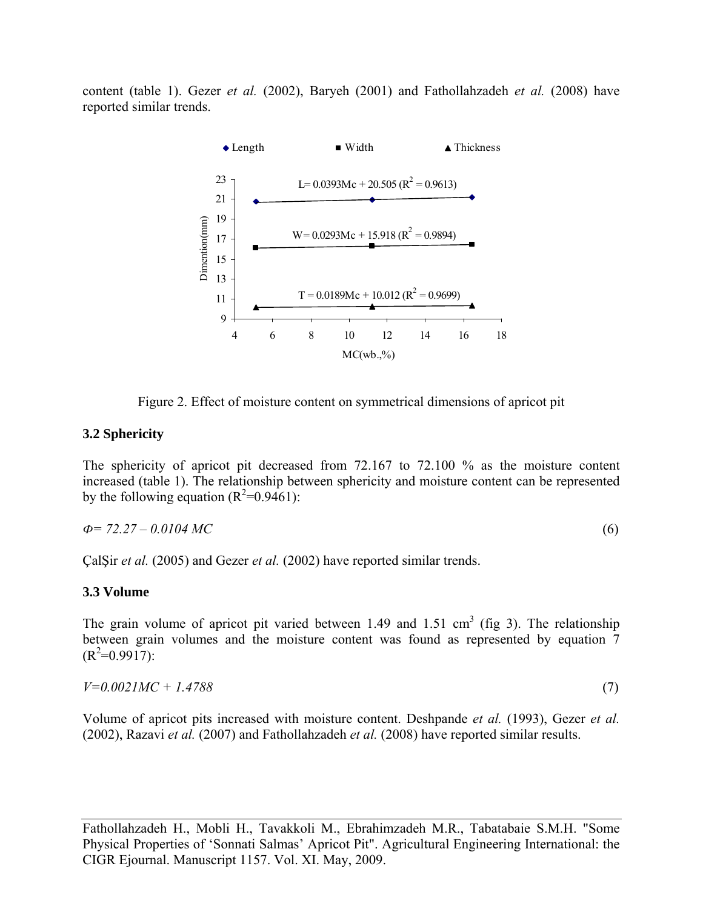content (table 1). Gezer *et al.* (2002), Baryeh (2001) and Fathollahzadeh *et al.* (2008) have reported similar trends.

Figure 2. Effect of moisture content on symmetrical dimensions of apricot pit

### 3.2 Sphericity

The sphericity of apricot pit decreased from 72.167 to 72.100 % as the moisture content increased (table 1). The relationship between sphericity and moisture content can be represented by the following equation ($R^2$=0.9461):

$$\Phi = 72.27 - 0.0104\ MC \tag{6}$$

ÇalŞir *et al.* (2005) and Gezer *et al.* (2002) have reported similar trends.

### 3.3 Volume

The grain volume of apricot pit varied between 1.49 and 1.51 $cm^3$ (fig 3). The relationship between grain volumes and the moisture content was found as represented by equation 7 ($R^2$=0.9917):

$$V = 0.0021MC + 1.4788 \tag{7}$$

Volume of apricot pits increased with moisture content. Deshpande *et al.* (1993), Gezer *et al.* (2002), Razavi *et al.* (2007) and Fathollahzadeh *et al.* (2008) have reported similar results.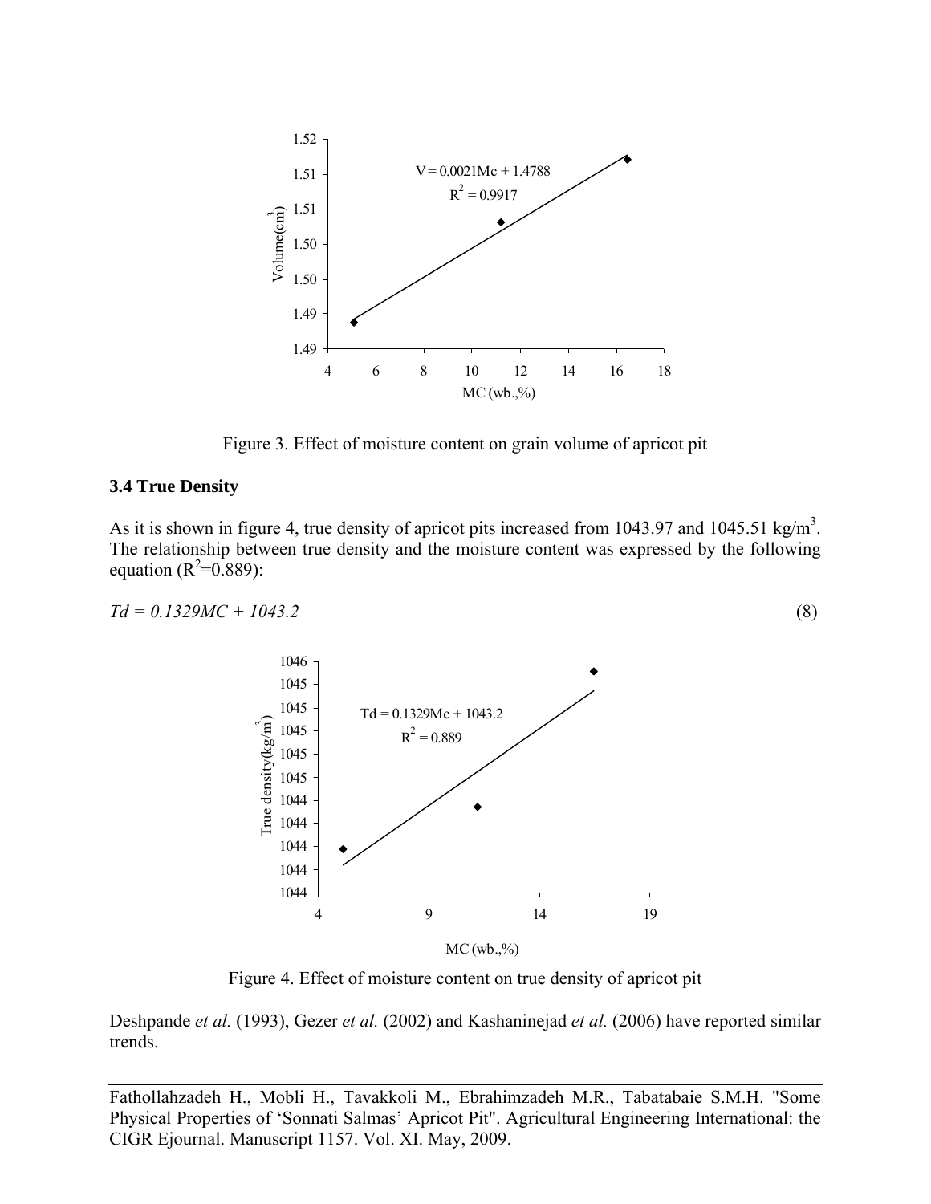Figure 3. Effect of moisture content on grain volume of apricot pit

### 3.4 True Density

As it is shown in figure 4, true density of apricot pits increased from 1043.97 and 1045.51 kg/m$^3$. The relationship between true density and the moisture content was expressed by the following equation ($R^2$=0.889):

$$Td = 0.1329MC + 1043.2 \quad (8)$$

Figure 4. Effect of moisture content on true density of apricot pit

Deshpande *et al.* (1993), Gezer *et al.* (2002) and Kashaninejad *et al.* (2006) have reported similar trends.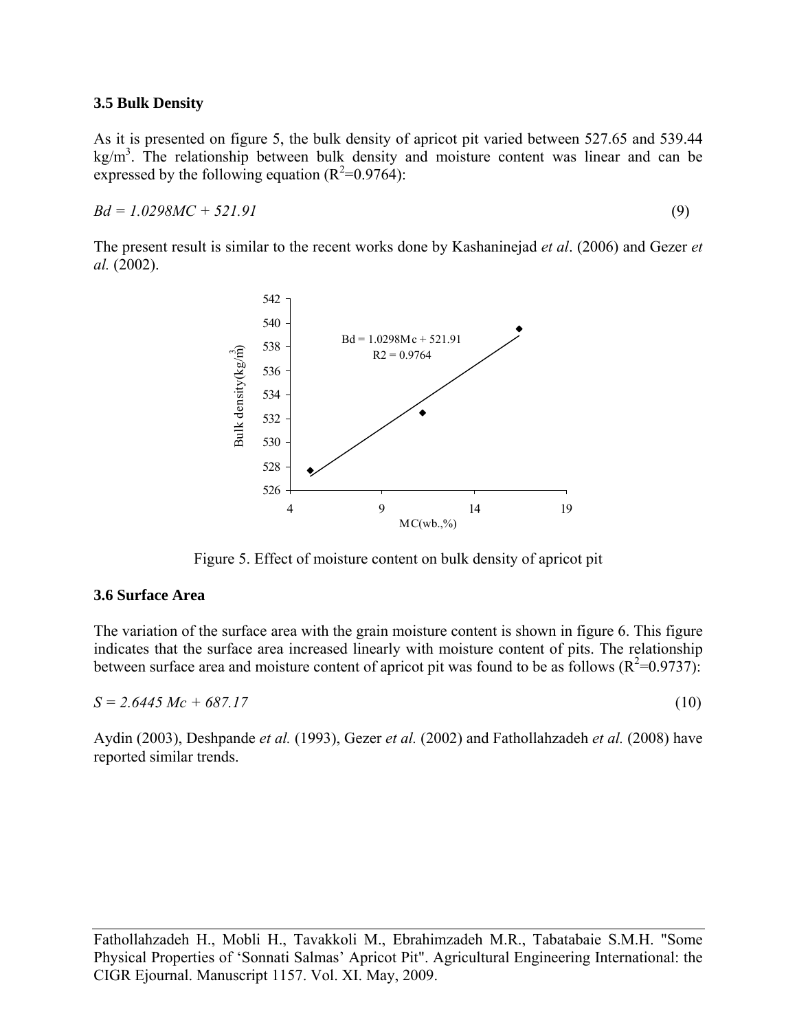### 3.5 Bulk Density

As it is presented on figure 5, the bulk density of apricot pit varied between 527.65 and 539.44 kg/m$^3$. The relationship between bulk density and moisture content was linear and can be expressed by the following equation ($R^2$=0.9764):

$$Bd = 1.0298MC + 521.91 \tag{9}$$

The present result is similar to the recent works done by Kashaninejad *et al*. (2006) and Gezer *et al.* (2002).

Figure 5. Effect of moisture content on bulk density of apricot pit

### 3.6 Surface Area

The variation of the surface area with the grain moisture content is shown in figure 6. This figure indicates that the surface area increased linearly with moisture content of pits. The relationship between surface area and moisture content of apricot pit was found to be as follows ($R^2$=0.9737):

$$S = 2.6445\ Mc + 687.17 \tag{10}$$

Aydin (2003), Deshpande *et al.* (1993), Gezer *et al.* (2002) and Fathollahzadeh *et al.* (2008) have reported similar trends.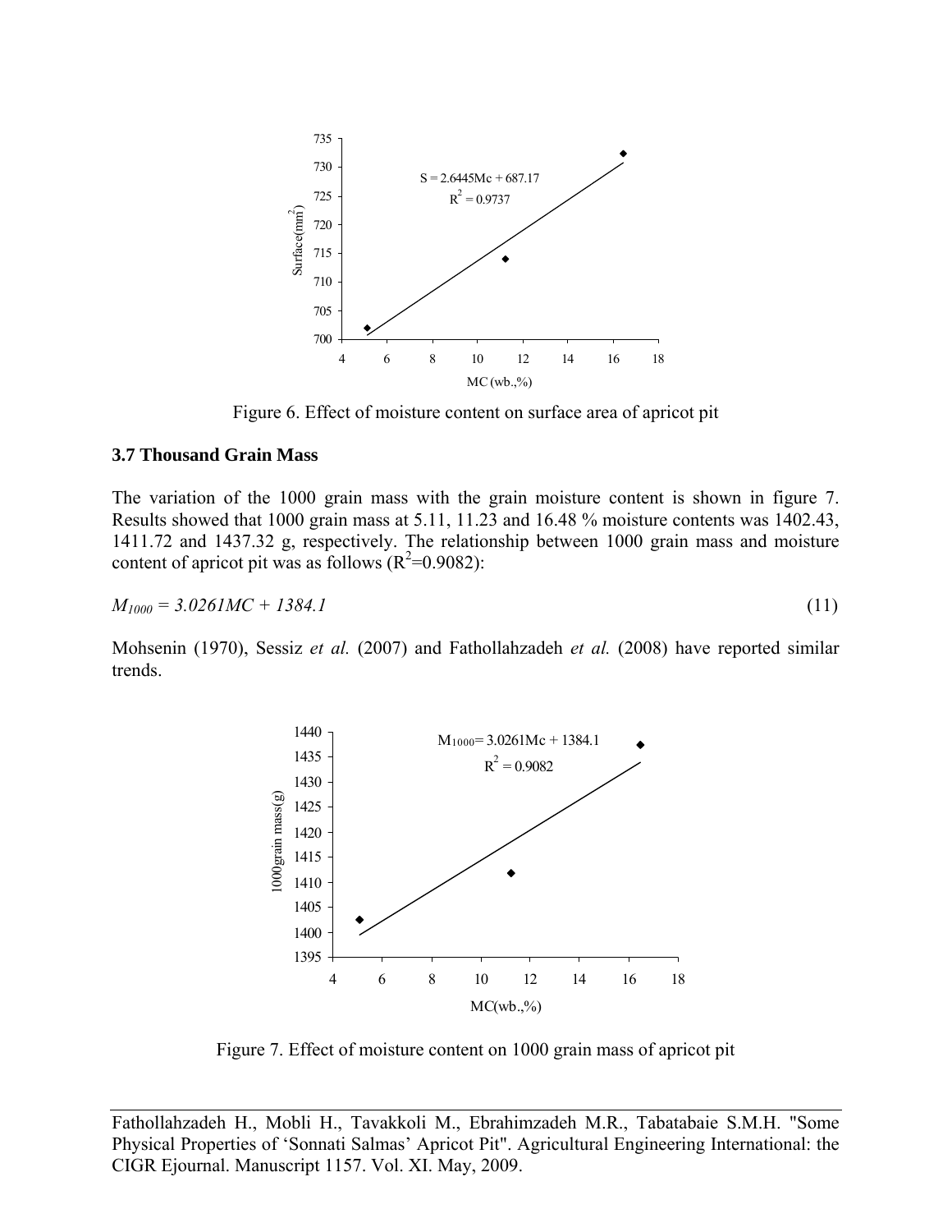Figure 6. Effect of moisture content on surface area of apricot pit

### 3.7 Thousand Grain Mass

The variation of the 1000 grain mass with the grain moisture content is shown in figure 7. Results showed that 1000 grain mass at 5.11, 11.23 and 16.48 % moisture contents was 1402.43, 1411.72 and 1437.32 g, respectively. The relationship between 1000 grain mass and moisture content of apricot pit was as follows ($R^2$=0.9082):

$$M_{1000} = 3.0261MC + 1384.1 \quad (11)$$

Mohsenin (1970), Sessiz *et al.* (2007) and Fathollahzadeh *et al.* (2008) have reported similar trends.

Figure 7. Effect of moisture content on 1000 grain mass of apricot pit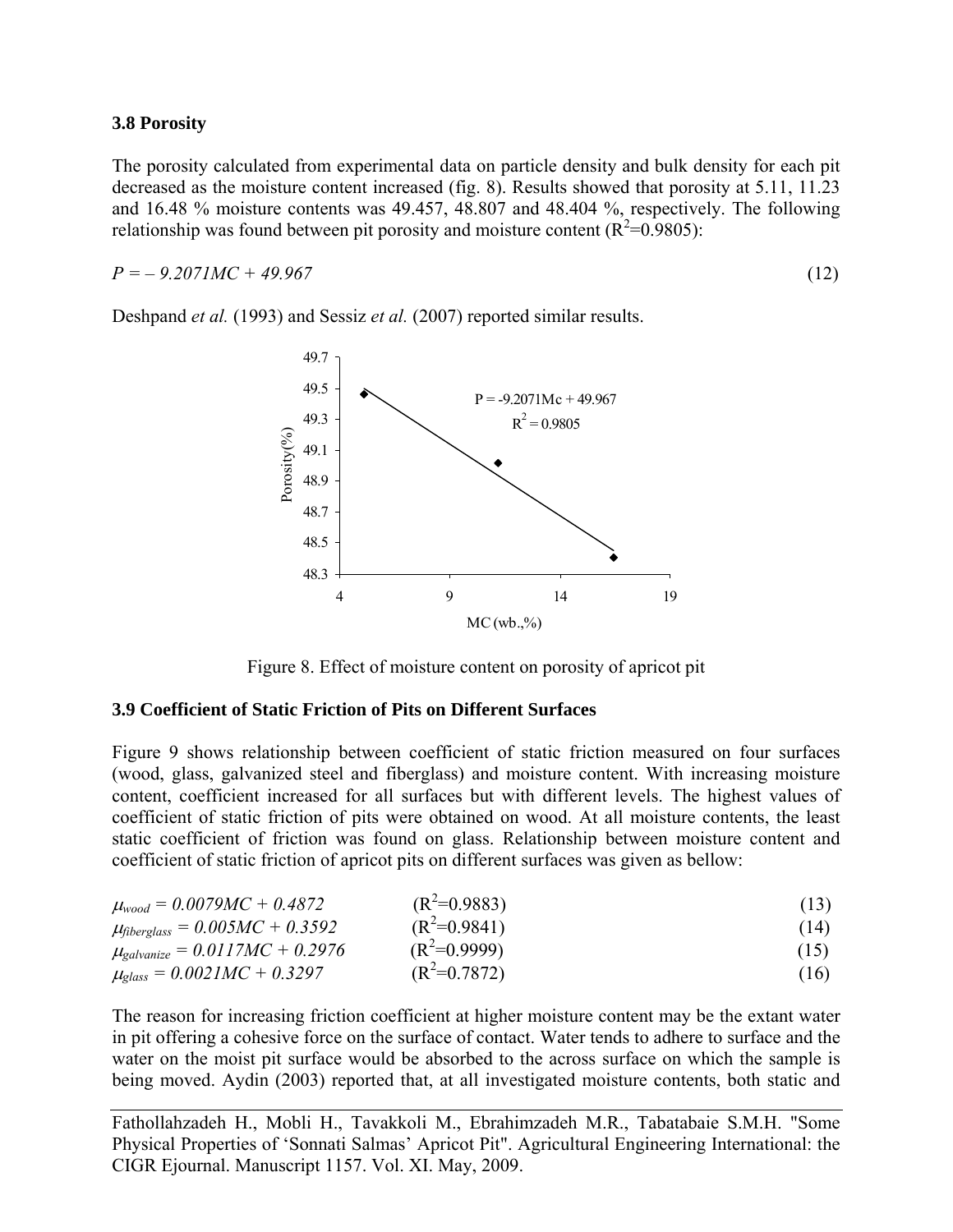### 3.8 Porosity

The porosity calculated from experimental data on particle density and bulk density for each pit decreased as the moisture content increased (fig. 8). Results showed that porosity at 5.11, 11.23 and 16.48 % moisture contents was 49.457, 48.807 and 48.404 %, respectively. The following relationship was found between pit porosity and moisture content ($R^2$=0.9805):

$$P = -9.2071MC + 49.967 \tag{12}$$

Deshpand *et al.* (1993) and Sessiz *et al.* (2007) reported similar results.

Figure 8. Effect of moisture content on porosity of apricot pit

### 3.9 Coefficient of Static Friction of Pits on Different Surfaces

Figure 9 shows relationship between coefficient of static friction measured on four surfaces (wood, glass, galvanized steel and fiberglass) and moisture content. With increasing moisture content, coefficient increased for all surfaces but with different levels. The highest values of coefficient of static friction of pits were obtained on wood. At all moisture contents, the least static coefficient of friction was found on glass. Relationship between moisture content and coefficient of static friction of apricot pits on different surfaces was given as bellow:

$$\mu_{wood} = 0.0079MC + 0.4872 \quad (R^2=0.9883) \tag{13}$$

$$\mu_{fiberglass} = 0.005MC + 0.3592 \quad (R^2=0.9841) \tag{14}$$

$$\mu_{galvanize} = 0.0117MC + 0.2976 \quad (R^2=0.9999) \tag{15}$$

$$\mu_{glass} = 0.0021MC + 0.3297 \quad (R^2=0.7872) \tag{16}$$

The reason for increasing friction coefficient at higher moisture content may be the extant water in pit offering a cohesive force on the surface of contact. Water tends to adhere to surface and the water on the moist pit surface would be absorbed to the across surface on which the sample is being moved. Aydin (2003) reported that, at all investigated moisture contents, both static and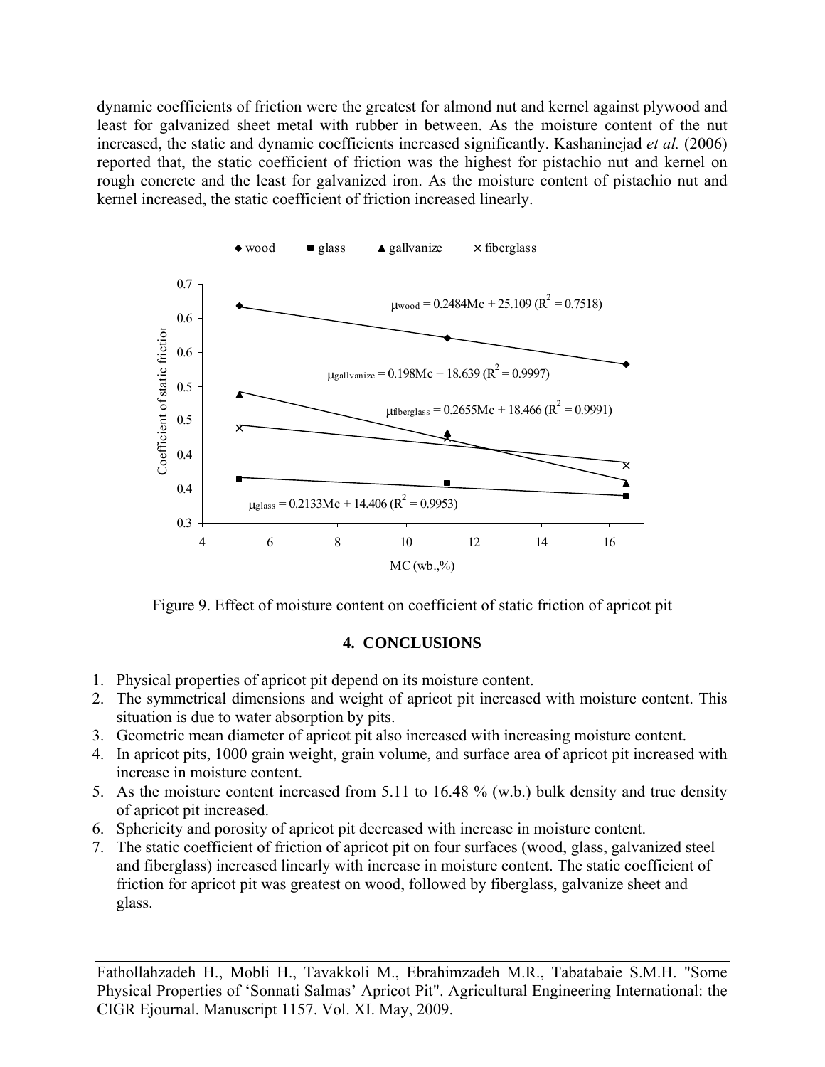dynamic coefficients of friction were the greatest for almond nut and kernel against plywood and least for galvanized sheet metal with rubber in between. As the moisture content of the nut increased, the static and dynamic coefficients increased significantly. Kashaninejad *et al.* (2006) reported that, the static coefficient of friction was the highest for pistachio nut and kernel on rough concrete and the least for galvanized iron. As the moisture content of pistachio nut and kernel increased, the static coefficient of friction increased linearly.

Figure 9. Effect of moisture content on coefficient of static friction of apricot pit

## 4. CONCLUSIONS

1. Physical properties of apricot pit depend on its moisture content.
2. The symmetrical dimensions and weight of apricot pit increased with moisture content. This situation is due to water absorption by pits.
3. Geometric mean diameter of apricot pit also increased with increasing moisture content.
4. In apricot pits, 1000 grain weight, grain volume, and surface area of apricot pit increased with increase in moisture content.
5. As the moisture content increased from 5.11 to 16.48 % (w.b.) bulk density and true density of apricot pit increased.
6. Sphericity and porosity of apricot pit decreased with increase in moisture content.
7. The static coefficient of friction of apricot pit on four surfaces (wood, glass, galvanized steel and fiberglass) increased linearly with increase in moisture content. The static coefficient of friction for apricot pit was greatest on wood, followed by fiberglass, galvanize sheet and glass.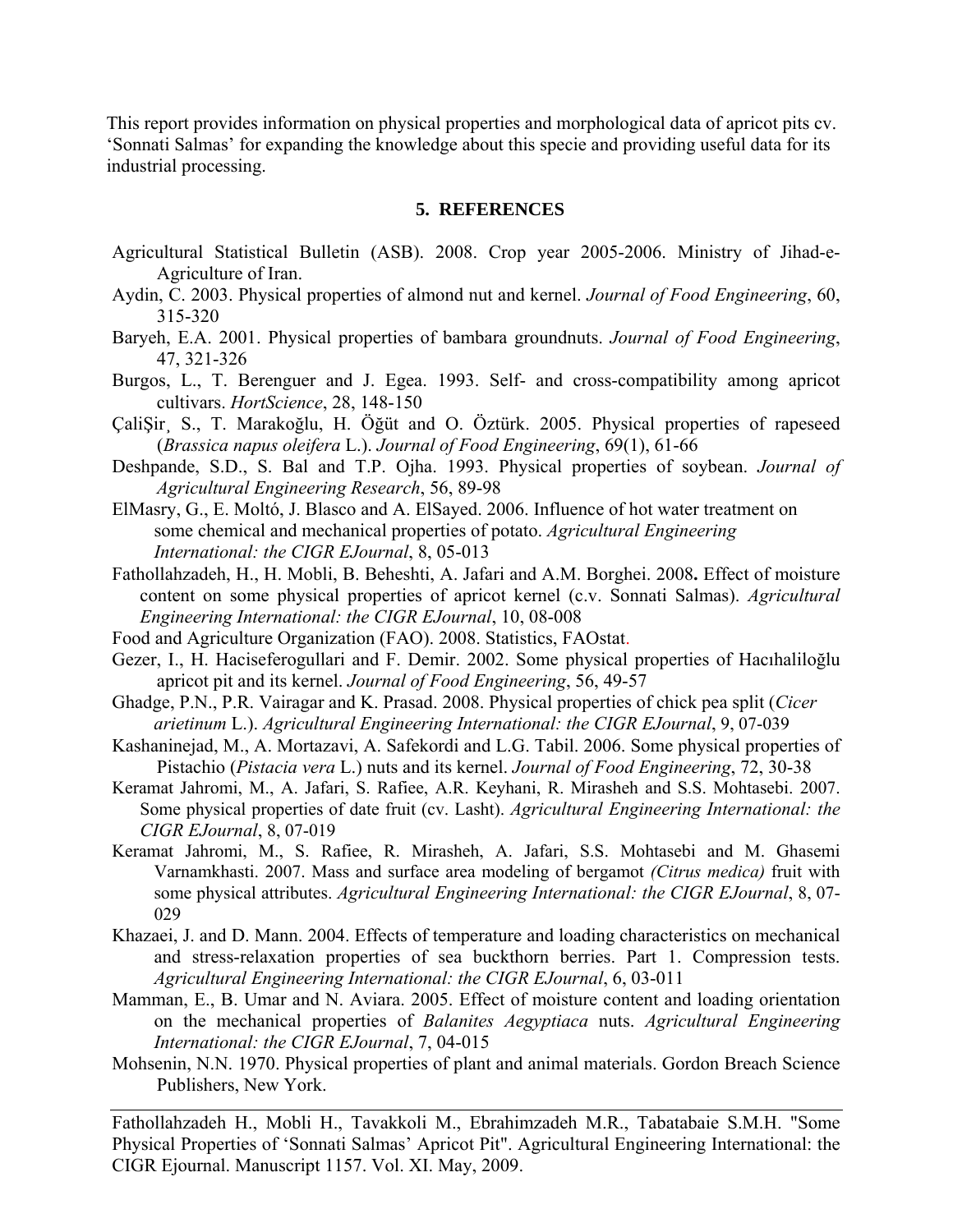This report provides information on physical properties and morphological data of apricot pits cv. 'Sonnati Salmas' for expanding the knowledge about this specie and providing useful data for its industrial processing.

## 5. REFERENCES

Agricultural Statistical Bulletin (ASB). 2008. Crop year 2005-2006. Ministry of Jihad-e-Agriculture of Iran.

Aydin, C. 2003. Physical properties of almond nut and kernel. *Journal of Food Engineering*, 60, 315-320

Baryeh, E.A. 2001. Physical properties of bambara groundnuts. *Journal of Food Engineering*, 47, 321-326

Burgos, L., T. Berenguer and J. Egea. 1993. Self- and cross-compatibility among apricot cultivars. *HortScience*, 28, 148-150

ÇaliŞir¸ S., T. Marakoğlu, H. Öğüt and O. Öztürk. 2005. Physical properties of rapeseed (*Brassica napus oleifera* L.). *Journal of Food Engineering*, 69(1), 61-66

Deshpande, S.D., S. Bal and T.P. Ojha. 1993. Physical properties of soybean. *Journal of Agricultural Engineering Research*, 56, 89-98

ElMasry, G., E. Moltó, J. Blasco and A. ElSayed. 2006. Influence of hot water treatment on some chemical and mechanical properties of potato. *Agricultural Engineering International: the CIGR EJournal*, 8, 05-013

Fathollahzadeh, H., H. Mobli, B. Beheshti, A. Jafari and A.M. Borghei. 2008**.** Effect of moisture content on some physical properties of apricot kernel (c.v. Sonnati Salmas). *Agricultural Engineering International: the CIGR EJournal*, 10, 08-008

Food and Agriculture Organization (FAO). 2008. Statistics, FAOstat.

Gezer, I., H. Haciseferogullari and F. Demir. 2002. Some physical properties of Hacıhaliloğlu apricot pit and its kernel. *Journal of Food Engineering*, 56, 49-57

Ghadge, P.N., P.R. Vairagar and K. Prasad. 2008. Physical properties of chick pea split (*Cicer arietinum* L.). *Agricultural Engineering International: the CIGR EJournal*, 9, 07-039

Kashaninejad, M., A. Mortazavi, A. Safekordi and L.G. Tabil. 2006. Some physical properties of Pistachio (*Pistacia vera* L.) nuts and its kernel. *Journal of Food Engineering*, 72, 30-38

Keramat Jahromi, M., A. Jafari, S. Rafiee, A.R. Keyhani, R. Mirasheh and S.S. Mohtasebi. 2007. Some physical properties of date fruit (cv. Lasht). *Agricultural Engineering International: the CIGR EJournal*, 8, 07-019

Keramat Jahromi, M., S. Rafiee, R. Mirasheh, A. Jafari, S.S. Mohtasebi and M. Ghasemi Varnamkhasti. 2007. Mass and surface area modeling of bergamot *(Citrus medica)* fruit with some physical attributes. *Agricultural Engineering International: the CIGR EJournal*, 8, 07-029

Khazaei, J. and D. Mann. 2004. Effects of temperature and loading characteristics on mechanical and stress-relaxation properties of sea buckthorn berries. Part 1. Compression tests. *Agricultural Engineering International: the CIGR EJournal*, 6, 03-011

Mamman, E., B. Umar and N. Aviara. 2005. Effect of moisture content and loading orientation on the mechanical properties of *Balanites Aegyptiaca* nuts. *Agricultural Engineering International: the CIGR EJournal*, 7, 04-015

Mohsenin, N.N. 1970. Physical properties of plant and animal materials. Gordon Breach Science Publishers, New York.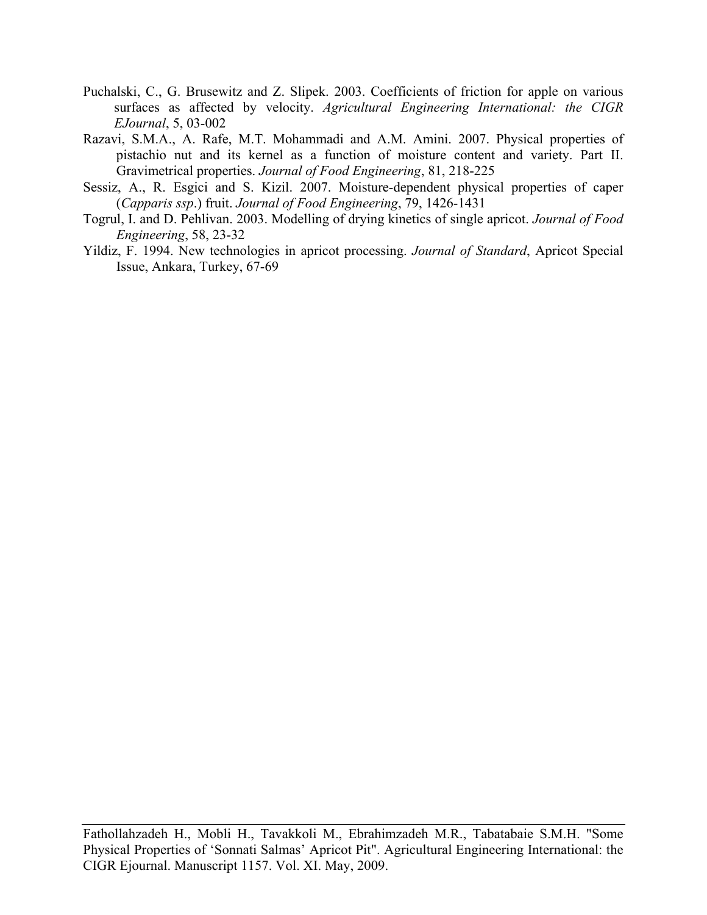Puchalski, C., G. Brusewitz and Z. Slipek. 2003. Coefficients of friction for apple on various surfaces as affected by velocity. *Agricultural Engineering International: the CIGR EJournal*, 5, 03-002

Razavi, S.M.A., A. Rafe, M.T. Mohammadi and A.M. Amini. 2007. Physical properties of pistachio nut and its kernel as a function of moisture content and variety. Part II. Gravimetrical properties. *Journal of Food Engineering*, 81, 218-225

Sessiz, A., R. Esgici and S. Kizil. 2007. Moisture-dependent physical properties of caper (*Capparis ssp*.) fruit. *Journal of Food Engineering*, 79, 1426-1431

Togrul, I. and D. Pehlivan. 2003. Modelling of drying kinetics of single apricot. *Journal of Food Engineering*, 58, 23-32

Yildiz, F. 1994. New technologies in apricot processing. *Journal of Standard*, Apricot Special Issue, Ankara, Turkey, 67-69